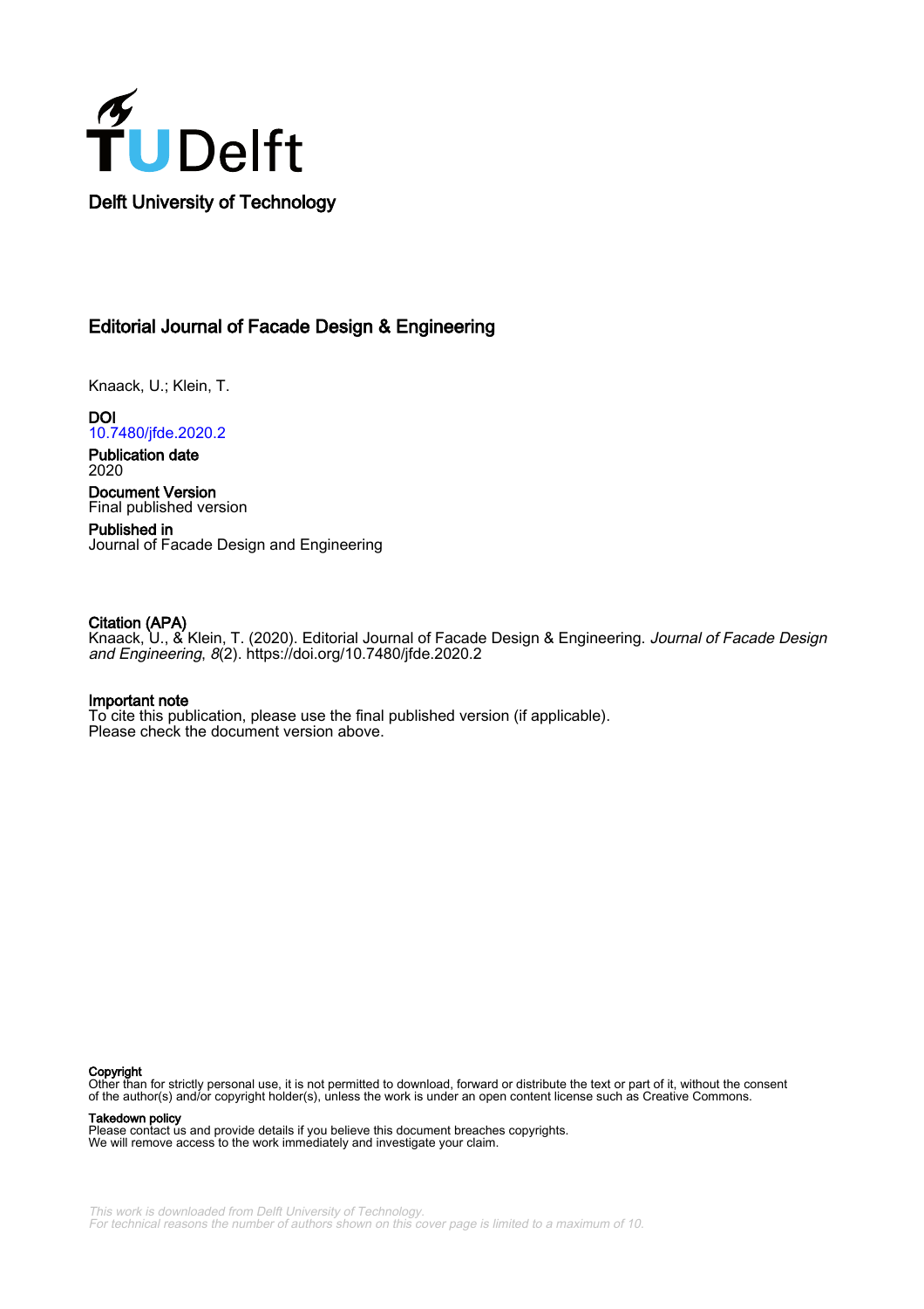Delft University of Technology

# Editorial Journal of Facade Design & Engineering

Knaack, U.; Klein, T.

**DOI**
10.7480/jfde.2020.2

**Publication date**
2020

**Document Version**
Final published version

**Published in**
Journal of Facade Design and Engineering

**Citation (APA)**
Knaack, U., & Klein, T. (2020). Editorial Journal of Facade Design & Engineering. *Journal of Facade Design and Engineering*, *8*(2). https://doi.org/10.7480/jfde.2020.2

**Important note**
To cite this publication, please use the final published version (if applicable).
Please check the document version above.

**Copyright**
Other than for strictly personal use, it is not permitted to download, forward or distribute the text or part of it, without the consent of the author(s) and/or copyright holder(s), unless the work is under an open content license such as Creative Commons.

**Takedown policy**
Please contact us and provide details if you believe this document breaches copyrights.
We will remove access to the work immediately and investigate your claim.

*This work is downloaded from Delft University of Technology.*
*For technical reasons the number of authors shown on this cover page is limited to a maximum of 10.*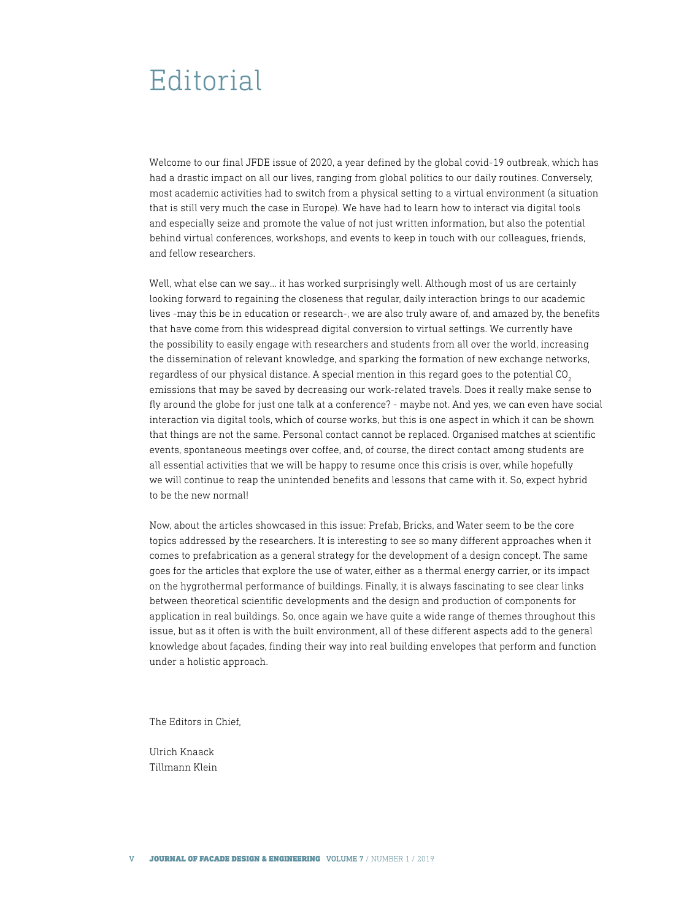# Editorial

Welcome to our final JFDE issue of 2020, a year defined by the global covid-19 outbreak, which has had a drastic impact on all our lives, ranging from global politics to our daily routines. Conversely, most academic activities had to switch from a physical setting to a virtual environment (a situation that is still very much the case in Europe). We have had to learn how to interact via digital tools and especially seize and promote the value of not just written information, but also the potential behind virtual conferences, workshops, and events to keep in touch with our colleagues, friends, and fellow researchers.

Well, what else can we say… it has worked surprisingly well. Although most of us are certainly looking forward to regaining the closeness that regular, daily interaction brings to our academic lives -may this be in education or research-, we are also truly aware of, and amazed by, the benefits that have come from this widespread digital conversion to virtual settings. We currently have the possibility to easily engage with researchers and students from all over the world, increasing the dissemination of relevant knowledge, and sparking the formation of new exchange networks, regardless of our physical distance. A special mention in this regard goes to the potential $CO_2$ emissions that may be saved by decreasing our work-related travels. Does it really make sense to fly around the globe for just one talk at a conference? - maybe not. And yes, we can even have social interaction via digital tools, which of course works, but this is one aspect in which it can be shown that things are not the same. Personal contact cannot be replaced. Organised matches at scientific events, spontaneous meetings over coffee, and, of course, the direct contact among students are all essential activities that we will be happy to resume once this crisis is over, while hopefully we will continue to reap the unintended benefits and lessons that came with it. So, expect hybrid to be the new normal!

Now, about the articles showcased in this issue: Prefab, Bricks, and Water seem to be the core topics addressed by the researchers. It is interesting to see so many different approaches when it comes to prefabrication as a general strategy for the development of a design concept. The same goes for the articles that explore the use of water, either as a thermal energy carrier, or its impact on the hygrothermal performance of buildings. Finally, it is always fascinating to see clear links between theoretical scientific developments and the design and production of components for application in real buildings. So, once again we have quite a wide range of themes throughout this issue, but as it often is with the built environment, all of these different aspects add to the general knowledge about façades, finding their way into real building envelopes that perform and function under a holistic approach.

The Editors in Chief,

Ulrich Knaack
Tillmann Klein